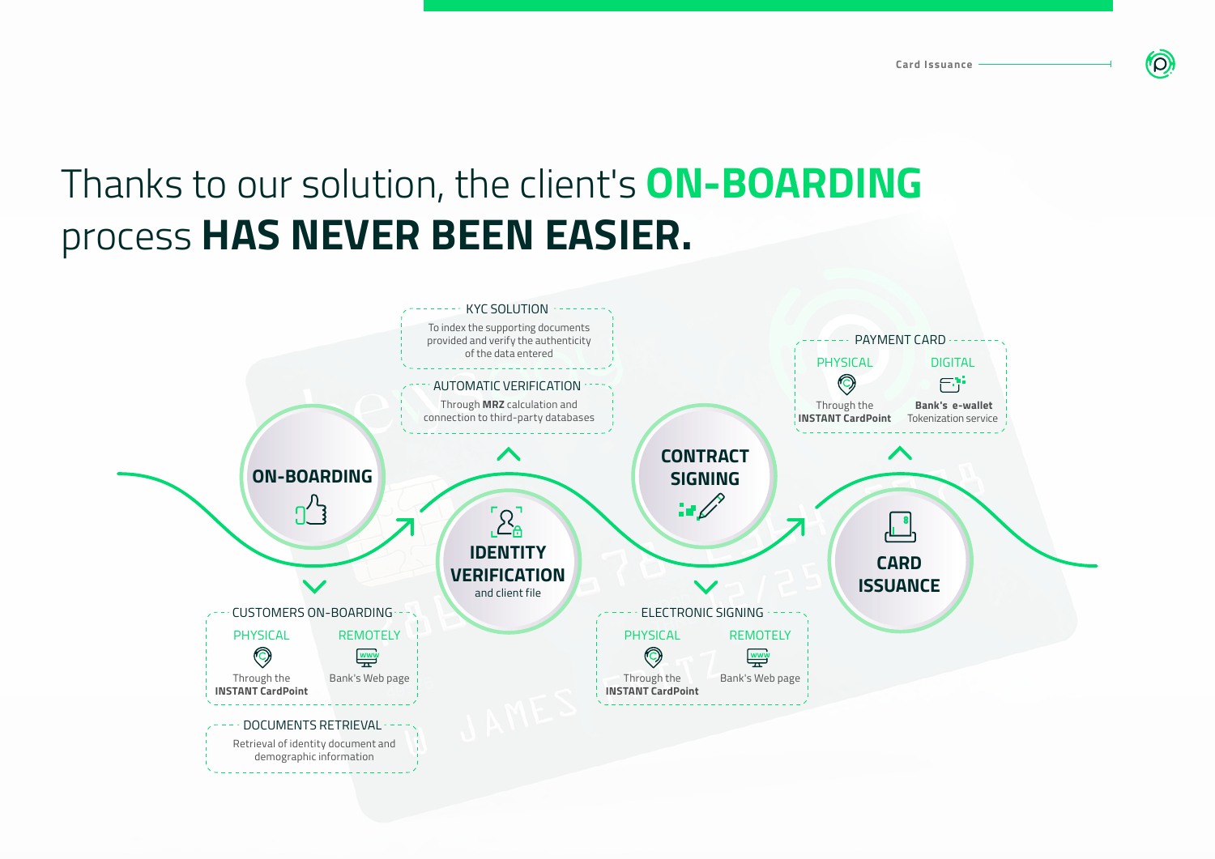# Thanks to our solution, the client's **ON-BOARDING** process **HAS NEVER BEEN EASIER.**

## ON-BOARDING

**CUSTOMERS ON-BOARDING**

- PHYSICAL: Through the **INSTANT CardPoint**
- REMOTELY: Bank's Web page

**DOCUMENTS RETRIEVAL**

Retrieval of identity document and demographic information

## IDENTITY VERIFICATION
and client file

**KYC SOLUTION**

To index the supporting documents provided and verify the authenticity of the data entered

**AUTOMATIC VERIFICATION**

Through **MRZ** calculation and connection to third-party databases

## CONTRACT SIGNING

**ELECTRONIC SIGNING**

- PHYSICAL: Through the **INSTANT CardPoint**
- REMOTELY: Bank's Web page

## CARD ISSUANCE

**PAYMENT CARD**

- PHYSICAL: Through the **INSTANT CardPoint**
- DIGITAL: **Bank's e-wallet** Tokenization service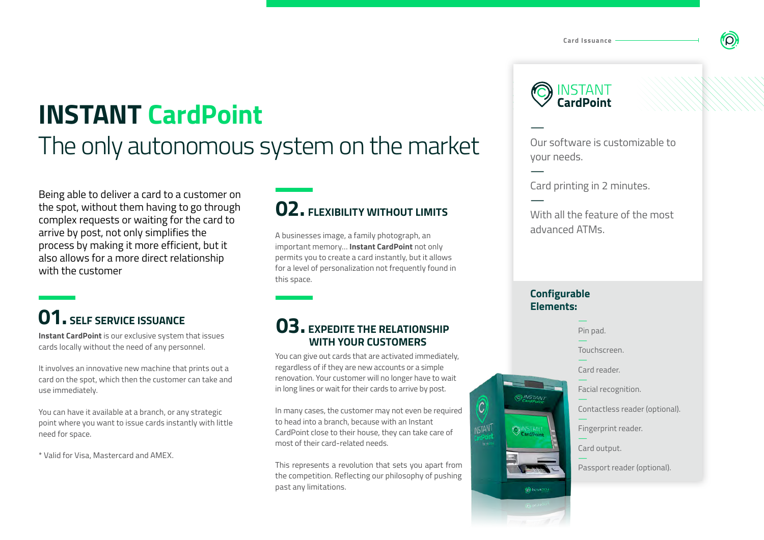# INSTANT CardPoint

## The only autonomous system on the market

Being able to deliver a card to a customer on the spot, without them having to go through complex requests or waiting for the card to arrive by post, not only simplifies the process by making it more efficient, but it also allows for a more direct relationship with the customer

### 01. SELF SERVICE ISSUANCE

**Instant CardPoint** is our exclusive system that issues cards locally without the need of any personnel.

It involves an innovative new machine that prints out a card on the spot, which then the customer can take and use immediately.

You can have it available at a branch, or any strategic point where you want to issue cards instantly with little need for space.

* Valid for Visa, Mastercard and AMEX.

### 02. FLEXIBILITY WITHOUT LIMITS

A businesses image, a family photograph, an important memory... **Instant CardPoint** not only permits you to create a card instantly, but it allows for a level of personalization not frequently found in this space.

### 03. EXPEDITE THE RELATIONSHIP WITH YOUR CUSTOMERS

You can give out cards that are activated immediately, regardless of if they are new accounts or a simple renovation. Your customer will no longer have to wait in long lines or wait for their cards to arrive by post.

In many cases, the customer may not even be required to head into a branch, because with an Instant CardPoint close to their house, they can take care of most of their card-related needs.

This represents a revolution that sets you apart from the competition. Reflecting our philosophy of pushing past any limitations.

INSTANT **CardPoint**

Our software is customizable to your needs.

Card printing in 2 minutes.

With all the feature of the most advanced ATMs.

**Configurable Elements:**

- Pin pad.
- Touchscreen.
- Card reader.
- Facial recognition.
- Contactless reader (optional).
- Fingerprint reader.
- Card output.
- Passport reader (optional).